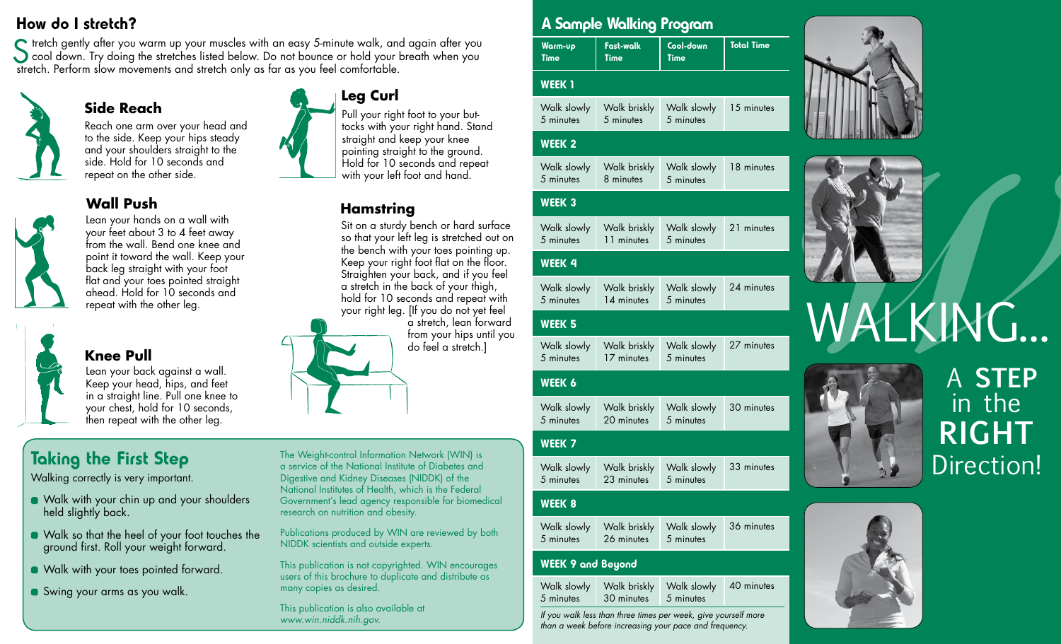## How do I stretch?

Stretch gently after you warm up your muscles with an easy 5-minute walk, and again after you cool down. Try doing the stretches listed below. Do not bounce or hold your breath when you stretch. Perform slow movements and stretch only as far as you feel comfortable.

### Side Reach

Reach one arm over your head and to the side. Keep your hips steady and your shoulders straight to the side. Hold for 10 seconds and repeat on the other side.

### Wall Push

Lean your hands on a wall with your feet about 3 to 4 feet away from the wall. Bend one knee and point it toward the wall. Keep your back leg straight with your foot flat and your toes pointed straight ahead. Hold for 10 seconds and repeat with the other leg.

### Knee Pull

Lean your back against a wall. Keep your head, hips, and feet in a straight line. Pull one knee to your chest, hold for 10 seconds, then repeat with the other leg.

### Leg Curl

Pull your right foot to your buttocks with your right hand. Stand straight and keep your knee pointing straight to the ground. Hold for 10 seconds and repeat with your left foot and hand.

### Hamstring

Sit on a sturdy bench or hard surface so that your left leg is stretched out on the bench with your toes pointing up. Keep your right foot flat on the floor. Straighten your back, and if you feel a stretch in the back of your thigh, hold for 10 seconds and repeat with your right leg. [If you do not yet feel a stretch, lean forward from your hips until you do feel a stretch.]

## Taking the First Step

Walking correctly is very important.

- Walk with your chin up and your shoulders held slightly back.
- Walk so that the heel of your foot touches the ground first. Roll your weight forward.
- Walk with your toes pointed forward.
- Swing your arms as you walk.

The Weight-control Information Network (WIN) is a service of the National Institute of Diabetes and Digestive and Kidney Diseases (NIDDK) of the National Institutes of Health, which is the Federal Government's lead agency responsible for biomedical research on nutrition and obesity.

Publications produced by WIN are reviewed by both NIDDK scientists and outside experts.

This publication is not copyrighted. WIN encourages users of this brochure to duplicate and distribute as many copies as desired.

This publication is also available at *www.win.niddk.nih.gov.*

## A Sample Walking Program

| Warm-up Time | Fast-walk Time | Cool-down Time | Total Time |
|---|---|---|---|
| **WEEK 1** | | | |
| Walk slowly 5 minutes | Walk briskly 5 minutes | Walk slowly 5 minutes | 15 minutes |
| **WEEK 2** | | | |
| Walk slowly 5 minutes | Walk briskly 8 minutes | Walk slowly 5 minutes | 18 minutes |
| **WEEK 3** | | | |
| Walk slowly 5 minutes | Walk briskly 11 minutes | Walk slowly 5 minutes | 21 minutes |
| **WEEK 4** | | | |
| Walk slowly 5 minutes | Walk briskly 14 minutes | Walk slowly 5 minutes | 24 minutes |
| **WEEK 5** | | | |
| Walk slowly 5 minutes | Walk briskly 17 minutes | Walk slowly 5 minutes | 27 minutes |
| **WEEK 6** | | | |
| Walk slowly 5 minutes | Walk briskly 20 minutes | Walk slowly 5 minutes | 30 minutes |
| **WEEK 7** | | | |
| Walk slowly 5 minutes | Walk briskly 23 minutes | Walk slowly 5 minutes | 33 minutes |
| **WEEK 8** | | | |
| Walk slowly 5 minutes | Walk briskly 26 minutes | Walk slowly 5 minutes | 36 minutes |
| **WEEK 9 and Beyond** | | | |
| Walk slowly 5 minutes | Walk briskly 30 minutes | Walk slowly 5 minutes | 40 minutes |

*If you walk less than three times per week, give yourself more than a week before increasing your pace and frequency.*

# WALKING...

## A STEP in the RIGHT Direction!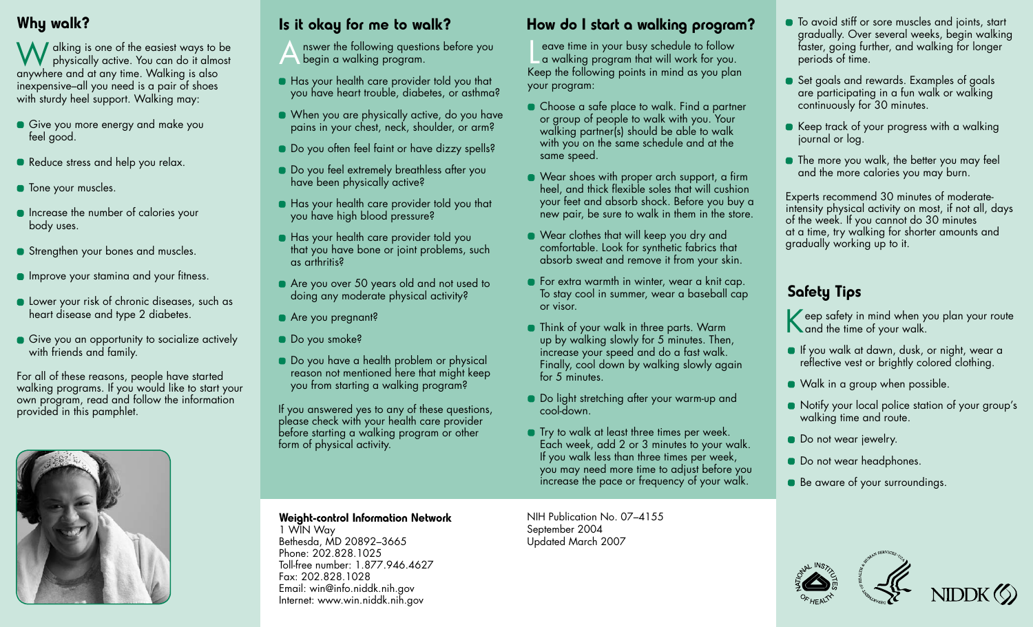## Why walk?

Walking is one of the easiest ways to be physically active. You can do it almost anywhere and at any time. Walking is also inexpensive–all you need is a pair of shoes with sturdy heel support. Walking may:

- Give you more energy and make you feel good.
- Reduce stress and help you relax.
- Tone your muscles.
- Increase the number of calories your body uses.
- Strengthen your bones and muscles.
- Improve your stamina and your fitness.
- Lower your risk of chronic diseases, such as heart disease and type 2 diabetes.
- Give you an opportunity to socialize actively with friends and family.

For all of these reasons, people have started walking programs. If you would like to start your own program, read and follow the information provided in this pamphlet.

## Is it okay for me to walk?

Answer the following questions before you begin a walking program.

- Has your health care provider told you that you have heart trouble, diabetes, or asthma?
- When you are physically active, do you have pains in your chest, neck, shoulder, or arm?
- Do you often feel faint or have dizzy spells?
- Do you feel extremely breathless after you have been physically active?
- Has your health care provider told you that you have high blood pressure?
- Has your health care provider told you that you have bone or joint problems, such as arthritis?
- Are you over 50 years old and not used to doing any moderate physical activity?
- Are you pregnant?
- Do you smoke?
- Do you have a health problem or physical reason not mentioned here that might keep you from starting a walking program?

If you answered yes to any of these questions, please check with your health care provider before starting a walking program or other form of physical activity.

**Weight-control Information Network**
1 WIN Way
Bethesda, MD 20892–3665
Phone: 202.828.1025
Toll-free number: 1.877.946.4627
Fax: 202.828.1028
Email: win@info.niddk.nih.gov
Internet: www.win.niddk.nih.gov

## How do I start a walking program?

Leave time in your busy schedule to follow a walking program that will work for you. Keep the following points in mind as you plan your program:

- Choose a safe place to walk. Find a partner or group of people to walk with you. Your walking partner(s) should be able to walk with you on the same schedule and at the same speed.
- Wear shoes with proper arch support, a firm heel, and thick flexible soles that will cushion your feet and absorb shock. Before you buy a new pair, be sure to walk in them in the store.
- Wear clothes that will keep you dry and comfortable. Look for synthetic fabrics that absorb sweat and remove it from your skin.
- For extra warmth in winter, wear a knit cap. To stay cool in summer, wear a baseball cap or visor.
- Think of your walk in three parts. Warm up by walking slowly for 5 minutes. Then, increase your speed and do a fast walk. Finally, cool down by walking slowly again for 5 minutes.
- Do light stretching after your warm-up and cool-down.
- Try to walk at least three times per week. Each week, add 2 or 3 minutes to your walk. If you walk less than three times per week, you may need more time to adjust before you increase the pace or frequency of your walk.
- To avoid stiff or sore muscles and joints, start gradually. Over several weeks, begin walking faster, going further, and walking for longer periods of time.
- Set goals and rewards. Examples of goals are participating in a fun walk or walking continuously for 30 minutes.
- Keep track of your progress with a walking journal or log.
- The more you walk, the better you may feel and the more calories you may burn.

Experts recommend 30 minutes of moderate-intensity physical activity on most, if not all, days of the week. If you cannot do 30 minutes at a time, try walking for shorter amounts and gradually working up to it.

NIH Publication No. 07–4155
September 2004
Updated March 2007

## Safety Tips

Keep safety in mind when you plan your route and the time of your walk.

- If you walk at dawn, dusk, or night, wear a reflective vest or brightly colored clothing.
- Walk in a group when possible.
- Notify your local police station of your group's walking time and route.
- Do not wear jewelry.
- Do not wear headphones.
- Be aware of your surroundings.